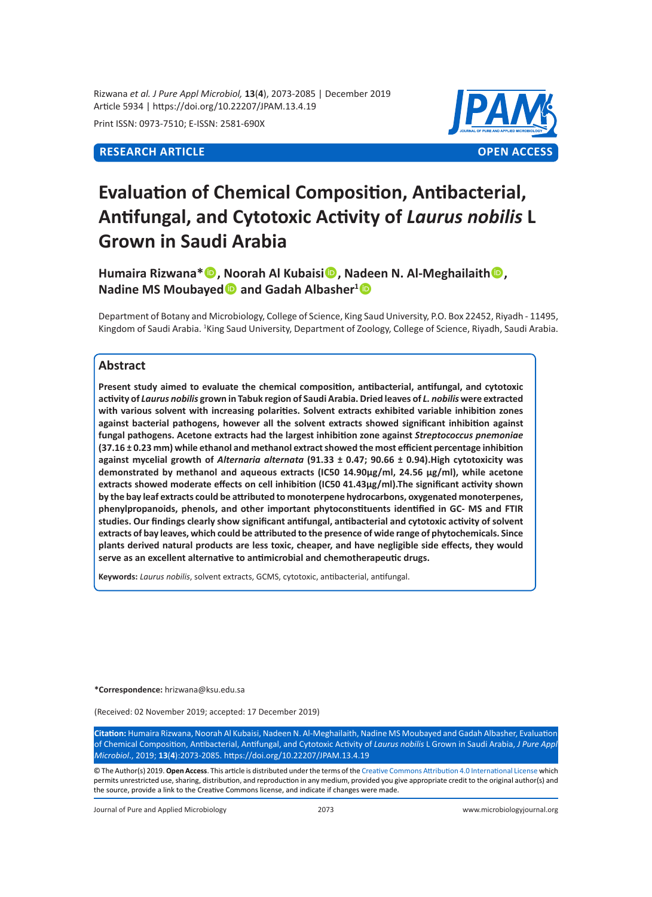**RESEARCH ARTICLE** **OPEN ACCESS**

# Evaluation of Chemical Composition, Antibacterial, Antifungal, and Cytotoxic Activity of *Laurus nobilis* L Grown in Saudi Arabia

**Humaira Rizwana***, **Noorah Al Kubaisi**, **Nadeen N. Al-Meghailaith**, **Nadine MS Moubayed** and **Gadah Albasher**[1]

Department of Botany and Microbiology, College of Science, King Saud University, P.O. Box 22452, Riyadh - 11495, Kingdom of Saudi Arabia. [1]King Saud University, Department of Zoology, College of Science, Riyadh, Saudi Arabia.

## Abstract

**Present study aimed to evaluate the chemical composition, antibacterial, antifungal, and cytotoxic activity of *Laurus nobilis* grown in Tabuk region of Saudi Arabia. Dried leaves of *L. nobilis* were extracted with various solvent with increasing polarities. Solvent extracts exhibited variable inhibition zones against bacterial pathogens, however all the solvent extracts showed significant inhibition against fungal pathogens. Acetone extracts had the largest inhibition zone against *Streptococcus pnemoniae* (37.16 ± 0.23 mm) while ethanol and methanol extract showed the most efficient percentage inhibition against mycelial growth of *Alternaria alternata* (91.33 ± 0.47; 90.66 ± 0.94).High cytotoxicity was demonstrated by methanol and aqueous extracts (IC50 14.90µg/ml, 24.56 µg/ml), while acetone extracts showed moderate effects on cell inhibition (IC50 41.43µg/ml).The significant activity shown by the bay leaf extracts could be attributed to monoterpene hydrocarbons, oxygenated monoterpenes, phenylpropanoids, phenols, and other important phytoconstituents identified in GC- MS and FTIR studies. Our findings clearly show significant antifungal, antibacterial and cytotoxic activity of solvent extracts of bay leaves, which could be attributed to the presence of wide range of phytochemicals. Since plants derived natural products are less toxic, cheaper, and have negligible side effects, they would serve as an excellent alternative to antimicrobial and chemotherapeutic drugs.**

**Keywords:** *Laurus nobilis*, solvent extracts, GCMS, cytotoxic, antibacterial, antifungal.

**\*Correspondence:** hrizwana@ksu.edu.sa

(Received: 02 November 2019; accepted: 17 December 2019)

**Citation:** Humaira Rizwana, Noorah Al Kubaisi, Nadeen N. Al-Meghailaith, Nadine MS Moubayed and Gadah Albasher, Evaluation of Chemical Composition, Antibacterial, Antifungal, and Cytotoxic Activity of *Laurus nobilis* L Grown in Saudi Arabia, *J Pure Appl Microbiol*., 2019; **13**(**4**):2073-2085. https://doi.org/10.22207/JPAM.13.4.19

© The Author(s) 2019. **Open Access**. This article is distributed under the terms of the Creative Commons Attribution 4.0 International License which permits unrestricted use, sharing, distribution, and reproduction in any medium, provided you give appropriate credit to the original author(s) and the source, provide a link to the Creative Commons license, and indicate if changes were made.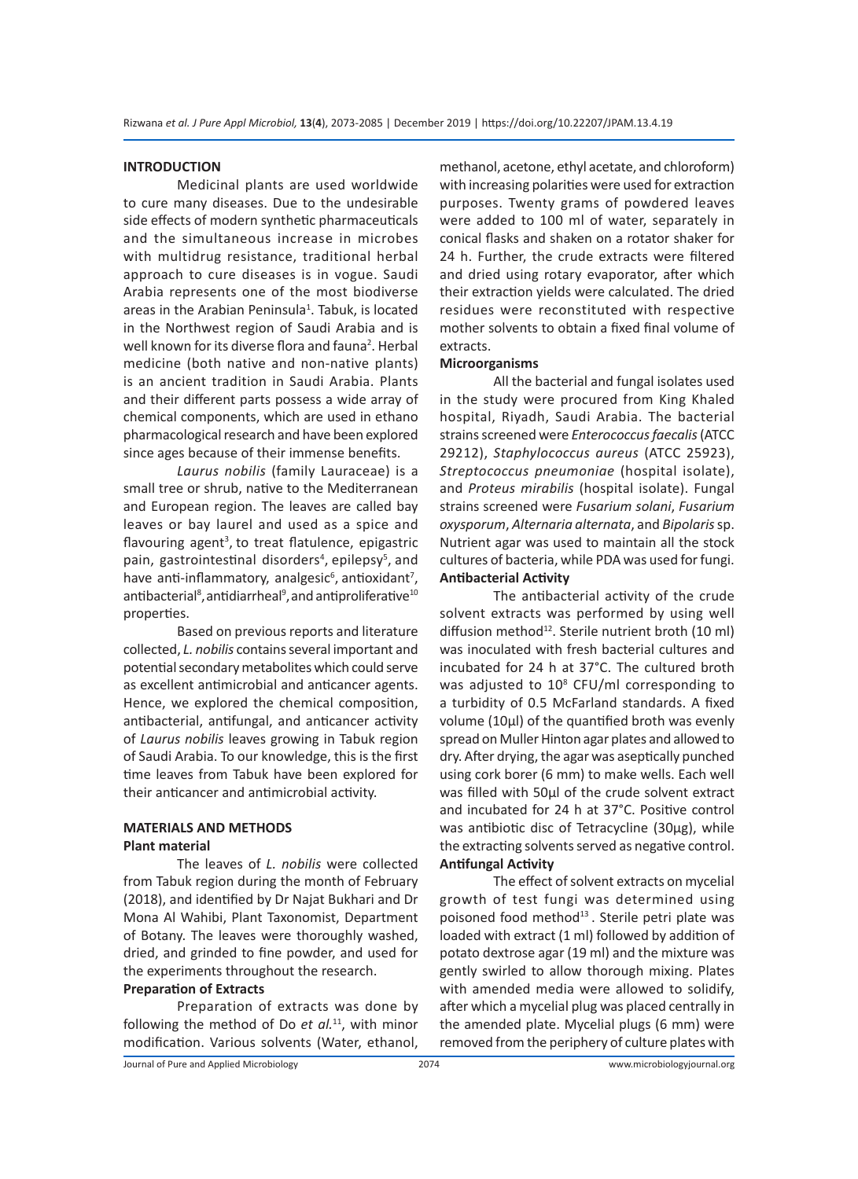## INTRODUCTION

Medicinal plants are used worldwide to cure many diseases. Due to the undesirable side effects of modern synthetic pharmaceuticals and the simultaneous increase in microbes with multidrug resistance, traditional herbal approach to cure diseases is in vogue. Saudi Arabia represents one of the most biodiverse areas in the Arabian Peninsula[1]. Tabuk, is located in the Northwest region of Saudi Arabia and is well known for its diverse flora and fauna[2]. Herbal medicine (both native and non-native plants) is an ancient tradition in Saudi Arabia. Plants and their different parts possess a wide array of chemical components, which are used in ethano pharmacological research and have been explored since ages because of their immense benefits.

*Laurus nobilis* (family Lauraceae) is a small tree or shrub, native to the Mediterranean and European region. The leaves are called bay leaves or bay laurel and used as a spice and flavouring agent[3], to treat flatulence, epigastric pain, gastrointestinal disorders[4], epilepsy[5], and have anti-inflammatory, analgesic[6], antioxidant[7], antibacterial[8], antidiarrheal[9], and antiproliferative[10] properties.

Based on previous reports and literature collected, *L. nobilis* contains several important and potential secondary metabolites which could serve as excellent antimicrobial and anticancer agents. Hence, we explored the chemical composition, antibacterial, antifungal, and anticancer activity of *Laurus nobilis* leaves growing in Tabuk region of Saudi Arabia. To our knowledge, this is the first time leaves from Tabuk have been explored for their anticancer and antimicrobial activity.

## MATERIALS AND METHODS

### Plant material

The leaves of *L. nobilis* were collected from Tabuk region during the month of February (2018), and identified by Dr Najat Bukhari and Dr Mona Al Wahibi, Plant Taxonomist, Department of Botany. The leaves were thoroughly washed, dried, and grinded to fine powder, and used for the experiments throughout the research.

### Preparation of Extracts

Preparation of extracts was done by following the method of Do *et al.*[11], with minor modification. Various solvents (Water, ethanol, methanol, acetone, ethyl acetate, and chloroform) with increasing polarities were used for extraction purposes. Twenty grams of powdered leaves were added to 100 ml of water, separately in conical flasks and shaken on a rotator shaker for 24 h. Further, the crude extracts were filtered and dried using rotary evaporator, after which their extraction yields were calculated. The dried residues were reconstituted with respective mother solvents to obtain a fixed final volume of extracts.

### Microorganisms

All the bacterial and fungal isolates used in the study were procured from King Khaled hospital, Riyadh, Saudi Arabia. The bacterial strains screened were *Enterococcus faecalis* (ATCC 29212), *Staphylococcus aureus* (ATCC 25923), *Streptococcus pneumoniae* (hospital isolate), and *Proteus mirabilis* (hospital isolate). Fungal strains screened were *Fusarium solani*, *Fusarium oxysporum*, *Alternaria alternata*, and *Bipolaris* sp. Nutrient agar was used to maintain all the stock cultures of bacteria, while PDA was used for fungi.

### Antibacterial Activity

The antibacterial activity of the crude solvent extracts was performed by using well diffusion method[12]. Sterile nutrient broth (10 ml) was inoculated with fresh bacterial cultures and incubated for 24 h at 37°C. The cultured broth was adjusted to $10^8$ CFU/ml corresponding to a turbidity of 0.5 McFarland standards. A fixed volume (10µl) of the quantified broth was evenly spread on Muller Hinton agar plates and allowed to dry. After drying, the agar was aseptically punched using cork borer (6 mm) to make wells. Each well was filled with 50µl of the crude solvent extract and incubated for 24 h at 37°C. Positive control was antibiotic disc of Tetracycline (30µg), while the extracting solvents served as negative control.

### Antifungal Activity

The effect of solvent extracts on mycelial growth of test fungi was determined using poisoned food method[13]. Sterile petri plate was loaded with extract (1 ml) followed by addition of potato dextrose agar (19 ml) and the mixture was gently swirled to allow thorough mixing. Plates with amended media were allowed to solidify, after which a mycelial plug was placed centrally in the amended plate. Mycelial plugs (6 mm) were removed from the periphery of culture plates with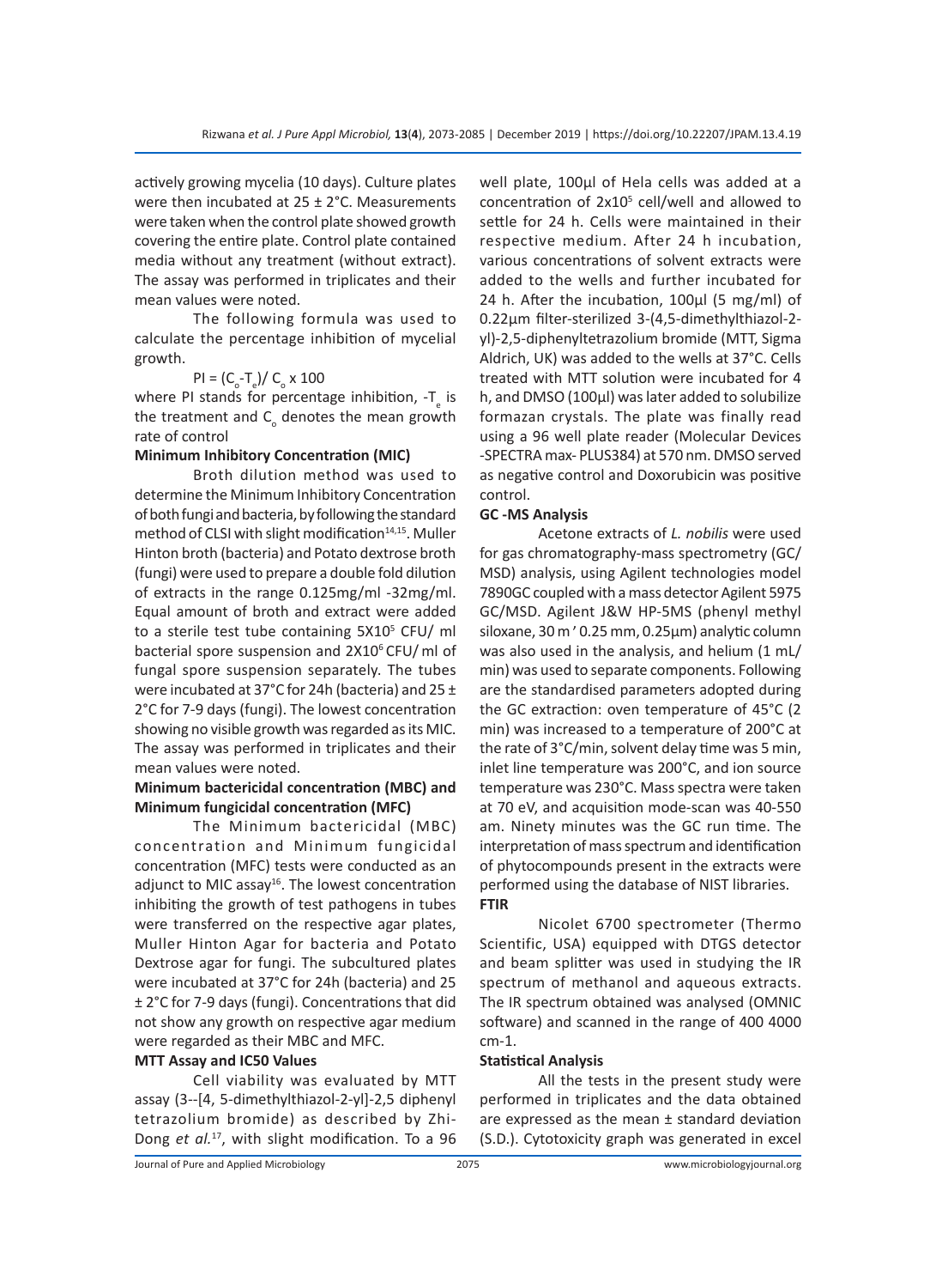actively growing mycelia (10 days). Culture plates were then incubated at 25 ± 2°C. Measurements were taken when the control plate showed growth covering the entire plate. Control plate contained media without any treatment (without extract). The assay was performed in triplicates and their mean values were noted.

The following formula was used to calculate the percentage inhibition of mycelial growth.

$$PI = (C_o - T_e)/ C_o \times 100$$

where PI stands for percentage inhibition, $-T_e$ is the treatment and $C_o$ denotes the mean growth rate of control

**Minimum Inhibitory Concentration (MIC)**

Broth dilution method was used to determine the Minimum Inhibitory Concentration of both fungi and bacteria, by following the standard method of CLSI with slight modification[14,15]. Muller Hinton broth (bacteria) and Potato dextrose broth (fungi) were used to prepare a double fold dilution of extracts in the range 0.125mg/ml -32mg/ml. Equal amount of broth and extract were added to a sterile test tube containing $5X10^5$ CFU/ ml bacterial spore suspension and $2X10^6$ CFU/ ml of fungal spore suspension separately. The tubes were incubated at 37°C for 24h (bacteria) and 25 ± 2°C for 7-9 days (fungi). The lowest concentration showing no visible growth was regarded as its MIC. The assay was performed in triplicates and their mean values were noted.

**Minimum bactericidal concentration (MBC) and Minimum fungicidal concentration (MFC)**

The Minimum bactericidal (MBC) concentration and Minimum fungicidal concentration (MFC) tests were conducted as an adjunct to MIC assay[16]. The lowest concentration inhibiting the growth of test pathogens in tubes were transferred on the respective agar plates, Muller Hinton Agar for bacteria and Potato Dextrose agar for fungi. The subcultured plates were incubated at 37°C for 24h (bacteria) and 25 ± 2°C for 7-9 days (fungi). Concentrations that did not show any growth on respective agar medium were regarded as their MBC and MFC.

**MTT Assay and IC50 Values**

Cell viability was evaluated by MTT assay (3--[4, 5-dimethylthiazol-2-yl]-2,5 diphenyl tetrazolium bromide) as described by Zhi-Dong *et al.*[17], with slight modification. To a 96 well plate, 100µl of Hela cells was added at a concentration of $2x10^5$ cell/well and allowed to settle for 24 h. Cells were maintained in their respective medium. After 24 h incubation, various concentrations of solvent extracts were added to the wells and further incubated for 24 h. After the incubation, 100µl (5 mg/ml) of 0.22µm filter-sterilized 3-(4,5-dimethylthiazol-2-yl)-2,5-diphenyltetrazolium bromide (MTT, Sigma Aldrich, UK) was added to the wells at 37°C. Cells treated with MTT solution were incubated for 4 h, and DMSO (100µl) was later added to solubilize formazan crystals. The plate was finally read using a 96 well plate reader (Molecular Devices -SPECTRA max- PLUS384) at 570 nm. DMSO served as negative control and Doxorubicin was positive control.

**GC -MS Analysis**

Acetone extracts of *L. nobilis* were used for gas chromatography-mass spectrometry (GC/MSD) analysis, using Agilent technologies model 7890GC coupled with a mass detector Agilent 5975 GC/MSD. Agilent J&W HP-5MS (phenyl methyl siloxane, 30 m ′ 0.25 mm, 0.25µm) analytic column was also used in the analysis, and helium (1 mL/min) was used to separate components. Following are the standardised parameters adopted during the GC extraction: oven temperature of 45°C (2 min) was increased to a temperature of 200°C at the rate of 3°C/min, solvent delay time was 5 min, inlet line temperature was 200°C, and ion source temperature was 230°C. Mass spectra were taken at 70 eV, and acquisition mode-scan was 40-550 am. Ninety minutes was the GC run time. The interpretation of mass spectrum and identification of phytocompounds present in the extracts were performed using the database of NIST libraries.

**FTIR**

Nicolet 6700 spectrometer (Thermo Scientific, USA) equipped with DTGS detector and beam splitter was used in studying the IR spectrum of methanol and aqueous extracts. The IR spectrum obtained was analysed (OMNIC software) and scanned in the range of 400 4000 cm-1.

**Statistical Analysis**

All the tests in the present study were performed in triplicates and the data obtained are expressed as the mean ± standard deviation (S.D.). Cytotoxicity graph was generated in excel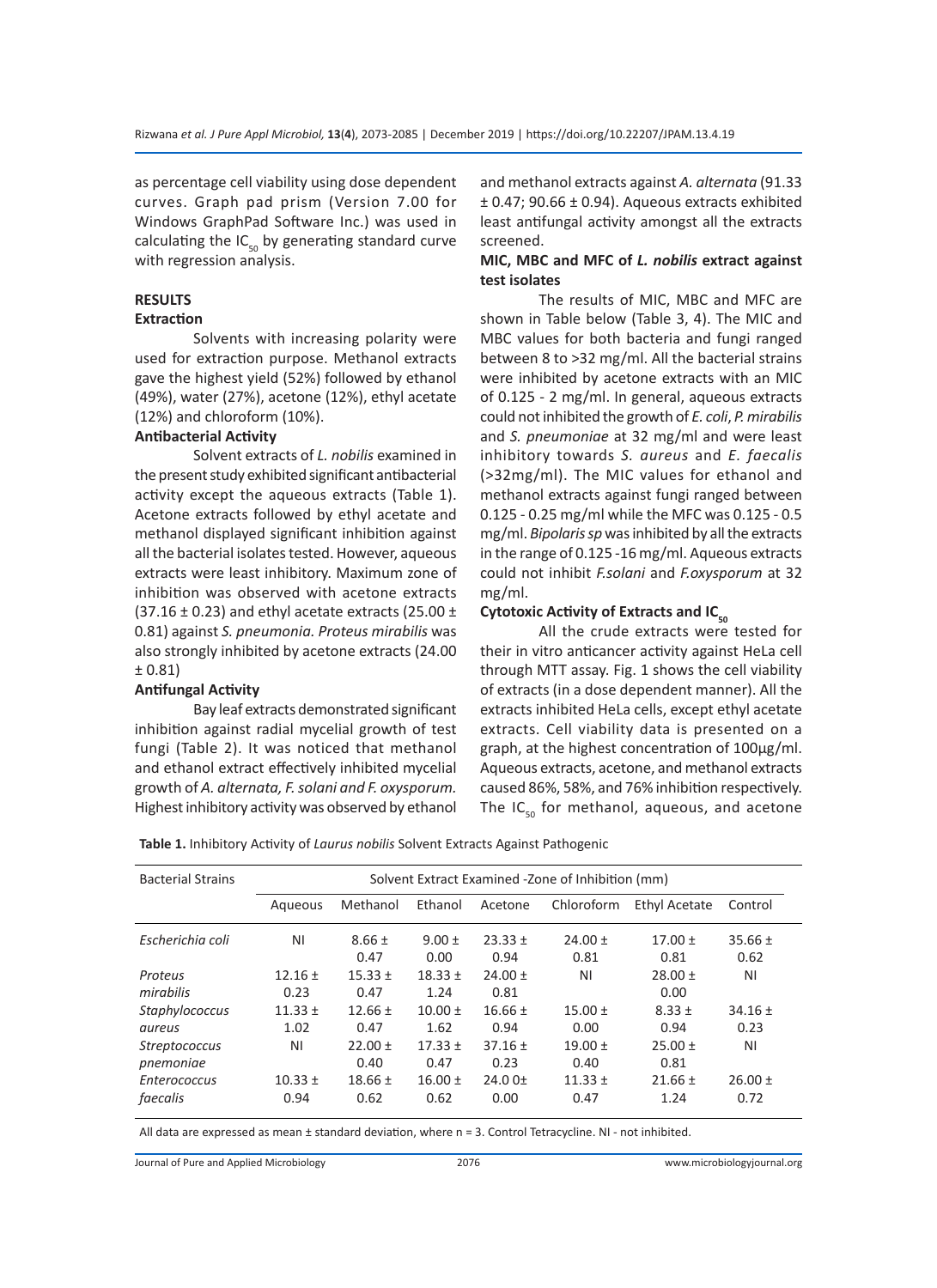as percentage cell viability using dose dependent curves. Graph pad prism (Version 7.00 for Windows GraphPad Software Inc.) was used in calculating the $IC_{50}$ by generating standard curve with regression analysis.

## RESULTS

### Extraction

Solvents with increasing polarity were used for extraction purpose. Methanol extracts gave the highest yield (52%) followed by ethanol (49%), water (27%), acetone (12%), ethyl acetate (12%) and chloroform (10%).

### Antibacterial Activity

Solvent extracts of *L. nobilis* examined in the present study exhibited significant antibacterial activity except the aqueous extracts (Table 1). Acetone extracts followed by ethyl acetate and methanol displayed significant inhibition against all the bacterial isolates tested. However, aqueous extracts were least inhibitory. Maximum zone of inhibition was observed with acetone extracts (37.16 ± 0.23) and ethyl acetate extracts (25.00 ± 0.81) against *S. pneumonia*. *Proteus mirabilis* was also strongly inhibited by acetone extracts (24.00 ± 0.81)

### Antifungal Activity

Bay leaf extracts demonstrated significant inhibition against radial mycelial growth of test fungi (Table 2). It was noticed that methanol and ethanol extract effectively inhibited mycelial growth of *A. alternata, F. solani and F. oxysporum.* Highest inhibitory activity was observed by ethanol and methanol extracts against *A. alternata* (91.33 ± 0.47; 90.66 ± 0.94). Aqueous extracts exhibited least antifungal activity amongst all the extracts screened.

### MIC, MBC and MFC of *L. nobilis* extract against test isolates

The results of MIC, MBC and MFC are shown in Table below (Table 3, 4). The MIC and MBC values for both bacteria and fungi ranged between 8 to >32 mg/ml. All the bacterial strains were inhibited by acetone extracts with an MIC of 0.125 - 2 mg/ml. In general, aqueous extracts could not inhibited the growth of *E. coli*, *P. mirabilis* and *S. pneumoniae* at 32 mg/ml and were least inhibitory towards *S. aureus* and *E. faecalis* (>32mg/ml). The MIC values for ethanol and methanol extracts against fungi ranged between 0.125 - 0.25 mg/ml while the MFC was 0.125 - 0.5 mg/ml. *Bipolaris sp* was inhibited by all the extracts in the range of 0.125 -16 mg/ml. Aqueous extracts could not inhibit *F.solani* and *F.oxysporum* at 32 mg/ml.

### Cytotoxic Activity of Extracts and $IC_{50}$

All the crude extracts were tested for their in vitro anticancer activity against HeLa cell through MTT assay. Fig. 1 shows the cell viability of extracts (in a dose dependent manner). All the extracts inhibited HeLa cells, except ethyl acetate extracts. Cell viability data is presented on a graph, at the highest concentration of 100µg/ml. Aqueous extracts, acetone, and methanol extracts caused 86%, 58%, and 76% inhibition respectively. The $IC_{50}$ for methanol, aqueous, and acetone

**Table 1.** Inhibitory Activity of *Laurus nobilis* Solvent Extracts Against Pathogenic

| Bacterial Strains | Solvent Extract Examined -Zone of Inhibition (mm) | | | | | | |
|---|---|---|---|---|---|---|---|
| | Aqueous | Methanol | Ethanol | Acetone | Chloroform | Ethyl Acetate | Control |
| *Escherichia coli* | NI | 8.66 ± 0.47 | 9.00 ± 0.00 | 23.33 ± 0.94 | 24.00 ± 0.81 | 17.00 ± 0.81 | 35.66 ± 0.62 |
| *Proteus mirabilis* | 12.16 ± 0.23 | 15.33 ± 0.47 | 18.33 ± 1.24 | 24.00 ± 0.81 | NI | 28.00 ± 0.00 | NI |
| *Staphylococcus aureus* | 11.33 ± 1.02 | 12.66 ± 0.47 | 10.00 ± 1.62 | 16.66 ± 0.94 | 15.00 ± 0.00 | 8.33 ± 0.94 | 34.16 ± 0.23 |
| *Streptococcus pnemoniae* | NI | 22.00 ± 0.40 | 17.33 ± 0.47 | 37.16 ± 0.23 | 19.00 ± 0.40 | 25.00 ± 0.81 | NI |
| *Enterococcus faecalis* | 10.33 ± 0.94 | 18.66 ± 0.62 | 16.00 ± 0.62 | 24.0 0± 0.00 | 11.33 ± 0.47 | 21.66 ± 1.24 | 26.00 ± 0.72 |

All data are expressed as mean ± standard deviation, where n = 3. Control Tetracycline. NI - not inhibited.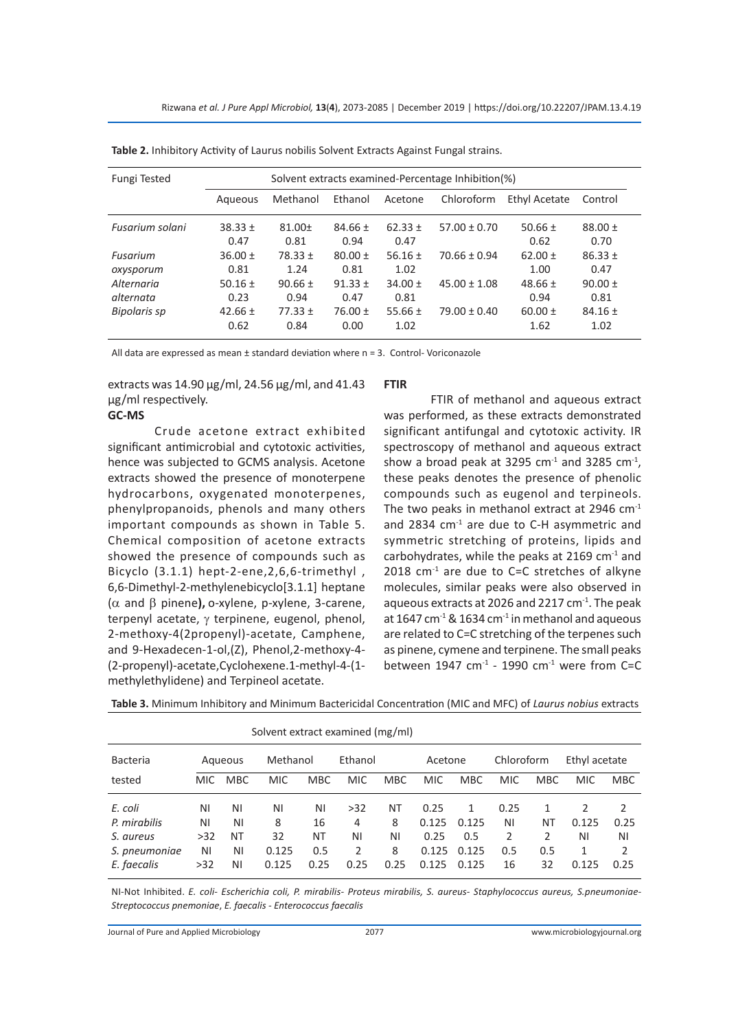**Table 2.** Inhibitory Activity of Laurus nobilis Solvent Extracts Against Fungal strains.

| Fungi Tested | Solvent extracts examined-Percentage Inhibition(%) | | | | | | |
|---|---|---|---|---|---|---|---|
| | Aqueous | Methanol | Ethanol | Acetone | Chloroform | Ethyl Acetate | Control |
| *Fusarium solani* | 38.33 ± 0.47 | 81.00± 0.81 | 84.66 ± 0.94 | 62.33 ± 0.47 | 57.00 ± 0.70 | 50.66 ± 0.62 | 88.00 ± 0.70 |
| *Fusarium oxysporum* | 36.00 ± 0.81 | 78.33 ± 1.24 | 80.00 ± 0.81 | 56.16 ± 1.02 | 70.66 ± 0.94 | 62.00 ± 1.00 | 86.33 ± 0.47 |
| *Alternaria alternata* | 50.16 ± 0.23 | 90.66 ± 0.94 | 91.33 ± 0.47 | 34.00 ± 0.81 | 45.00 ± 1.08 | 48.66 ± 0.94 | 90.00 ± 0.81 |
| *Bipolaris sp* | 42.66 ± 0.62 | 77.33 ± 0.84 | 76.00 ± 0.00 | 55.66 ± 1.02 | 79.00 ± 0.40 | 60.00 ± 1.62 | 84.16 ± 1.02 |

All data are expressed as mean ± standard deviation where n = 3. Control- Voriconazole

extracts was 14.90 μg/ml, 24.56 μg/ml, and 41.43 μg/ml respectively.

**GC-MS**

Crude acetone extract exhibited significant antimicrobial and cytotoxic activities, hence was subjected to GCMS analysis. Acetone extracts showed the presence of monoterpene hydrocarbons, oxygenated monoterpenes, phenylpropanoids, phenols and many others important compounds as shown in Table 5. Chemical composition of acetone extracts showed the presence of compounds such as Bicyclo (3.1.1) hept-2-ene,2,6,6-trimethyl , 6,6-Dimethyl-2-methylenebicyclo[3.1.1] heptane (α and β pinene**),** o-xylene, p-xylene, 3-carene, terpenyl acetate, γ terpinene, eugenol, phenol, 2-methoxy-4(2propenyl)-acetate, Camphene, and 9-Hexadecen-1-ol,(Z), Phenol,2-methoxy-4-(2-propenyl)-acetate,Cyclohexene.1-methyl-4-(1-methylethylidene) and Terpineol acetate.

**FTIR**

FTIR of methanol and aqueous extract was performed, as these extracts demonstrated significant antifungal and cytotoxic activity. IR spectroscopy of methanol and aqueous extract show a broad peak at 3295 $cm^{-1}$ and 3285 $cm^{-1}$, these peaks denotes the presence of phenolic compounds such as eugenol and terpineols. The two peaks in methanol extract at 2946 $cm^{-1}$ and 2834 $cm^{-1}$ are due to C-H asymmetric and symmetric stretching of proteins, lipids and carbohydrates, while the peaks at 2169 $cm^{-1}$ and 2018 $cm^{-1}$ are due to C=C stretches of alkyne molecules, similar peaks were also observed in aqueous extracts at 2026 and 2217 $cm^{-1}$. The peak at 1647 $cm^{-1}$ & 1634 $cm^{-1}$ in methanol and aqueous are related to C=C stretching of the terpenes such as pinene, cymene and terpinene. The small peaks between 1947 $cm^{-1}$ - 1990 $cm^{-1}$ were from C=C

**Table 3.** Minimum Inhibitory and Minimum Bactericidal Concentration (MIC and MFC) of *Laurus nobius* extracts

| Bacteria tested | Solvent extract examined (mg/ml) | | | | | | | | | | | |
|---|---|---|---|---|---|---|---|---|---|---|---|---|
| | Aqueous | | Methanol | | Ethanol | | Acetone | | Chloroform | | Ethyl acetate | |
| | MIC | MBC | MIC | MBC | MIC | MBC | MIC | MBC | MIC | MBC | MIC | MBC |
| *E. coli* | NI | NI | NI | NI | >32 | NT | 0.25 | 1 | 0.25 | 1 | 2 | 2 |
| *P. mirabilis* | NI | NI | 8 | 16 | 4 | 8 | 0.125 | 0.125 | NI | NT | 0.125 | 0.25 |
| *S. aureus* | >32 | NT | 32 | NT | NI | NI | 0.25 | 0.5 | 2 | 2 | NI | NI |
| *S. pneumoniae* | NI | NI | 0.125 | 0.5 | 2 | 8 | 0.125 | 0.125 | 0.5 | 0.5 | 1 | 2 |
| *E. faecalis* | >32 | NI | 0.125 | 0.25 | 0.25 | 0.25 | 0.125 | 0.125 | 16 | 32 | 0.125 | 0.25 |

NI-Not Inhibited. *E. coli- Escherichia coli, P. mirabilis- Proteus mirabilis, S. aureus- Staphylococcus aureus, S.pneumoniae- Streptococcus pnemoniae*, *E. faecalis - Enterococcus faecalis*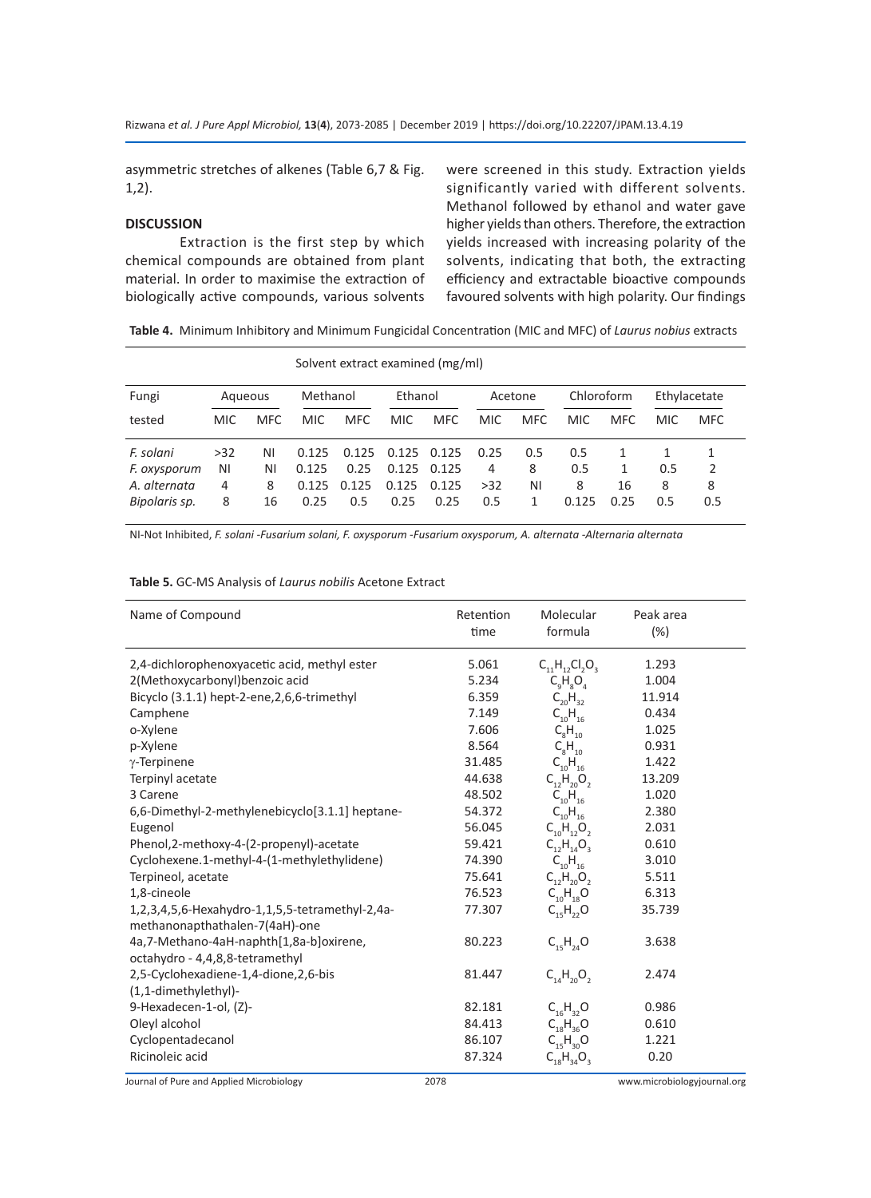asymmetric stretches of alkenes (Table 6,7 & Fig. 1,2).

## DISCUSSION

Extraction is the first step by which chemical compounds are obtained from plant material. In order to maximise the extraction of biologically active compounds, various solvents were screened in this study. Extraction yields significantly varied with different solvents. Methanol followed by ethanol and water gave higher yields than others. Therefore, the extraction yields increased with increasing polarity of the solvents, indicating that both, the extracting efficiency and extractable bioactive compounds favoured solvents with high polarity. Our findings

**Table 4.** Minimum Inhibitory and Minimum Fungicidal Concentration (MIC and MFC) of *Laurus nobius* extracts

| | Solvent extract examined (mg/ml) | | | | | | | | | | | |
|---|---|---|---|---|---|---|---|---|---|---|---|---|
| Fungi | Aqueous | | Methanol | | Ethanol | | Acetone | | Chloroform | | Ethylacetate | |
| tested | MIC | MFC | MIC | MFC | MIC | MFC | MIC | MFC | MIC | MFC | MIC | MFC |
| *F. solani* | >32 | NI | 0.125 | 0.125 | 0.125 | 0.125 | 0.25 | 0.5 | 0.5 | 1 | 1 | 1 |
| *F. oxysporum* | NI | NI | 0.125 | 0.25 | 0.125 | 0.125 | 4 | 8 | 0.5 | 1 | 0.5 | 2 |
| *A. alternata* | 4 | 8 | 0.125 | 0.125 | 0.125 | 0.125 | >32 | NI | 8 | 16 | 8 | 8 |
| *Bipolaris sp.* | 8 | 16 | 0.25 | 0.5 | 0.25 | 0.25 | 0.5 | 1 | 0.125 | 0.25 | 0.5 | 0.5 |

NI-Not Inhibited, *F. solani -Fusarium solani, F. oxysporum -Fusarium oxysporum, A. alternata -Alternaria alternata*

**Table 5.** GC-MS Analysis of *Laurus nobilis* Acetone Extract

| Name of Compound | Retention time | Molecular formula | Peak area (%) |
|---|---|---|---|
| 2,4-dichlorophenoxyacetic acid, methyl ester | 5.061 | $C_{11}H_{12}Cl_2O_3$ | 1.293 |
| 2(Methoxycarbonyl)benzoic acid | 5.234 | $C_9H_8O_4$ | 1.004 |
| Bicyclo (3.1.1) hept-2-ene,2,6,6-trimethyl | 6.359 | $C_{20}H_{32}$ | 11.914 |
| Camphene | 7.149 | $C_{10}H_{16}$ | 0.434 |
| o-Xylene | 7.606 | $C_8H_{10}$ | 1.025 |
| p-Xylene | 8.564 | $C_8H_{10}$ | 0.931 |
| γ-Terpinene | 31.485 | $C_{10}H_{16}$ | 1.422 |
| Terpinyl acetate | 44.638 | $C_{12}H_{20}O_2$ | 13.209 |
| 3 Carene | 48.502 | $C_{10}H_{16}$ | 1.020 |
| 6,6-Dimethyl-2-methylenebicyclo[3.1.1] heptane- | 54.372 | $C_{10}H_{16}$ | 2.380 |
| Eugenol | 56.045 | $C_{10}H_{12}O_2$ | 2.031 |
| Phenol,2-methoxy-4-(2-propenyl)-acetate | 59.421 | $C_{12}H_{14}O_3$ | 0.610 |
| Cyclohexene.1-methyl-4-(1-methylethylidene) | 74.390 | $C_{10}H_{16}$ | 3.010 |
| Terpineol, acetate | 75.641 | $C_{12}H_{20}O_2$ | 5.511 |
| 1,8-cineole | 76.523 | $C_{10}H_{18}O$ | 6.313 |
| 1,2,3,4,5,6-Hexahydro-1,1,5,5-tetramethyl-2,4a-methanonapthathalen-7(4aH)-one | 77.307 | $C_{15}H_{22}O$ | 35.739 |
| 4a,7-Methano-4aH-naphth[1,8a-b]oxirene, octahydro - 4,4,8,8-tetramethyl | 80.223 | $C_{15}H_{24}O$ | 3.638 |
| 2,5-Cyclohexadiene-1,4-dione,2,6-bis (1,1-dimethylethyl)- | 81.447 | $C_{14}H_{20}O_2$ | 2.474 |
| 9-Hexadecen-1-ol, (Z)- | 82.181 | $C_{16}H_{32}O$ | 0.986 |
| Oleyl alcohol | 84.413 | $C_{18}H_{36}O$ | 0.610 |
| Cyclopentadecanol | 86.107 | $C_{15}H_{30}O$ | 1.221 |
| Ricinoleic acid | 87.324 | $C_{18}H_{34}O_3$ | 0.20 |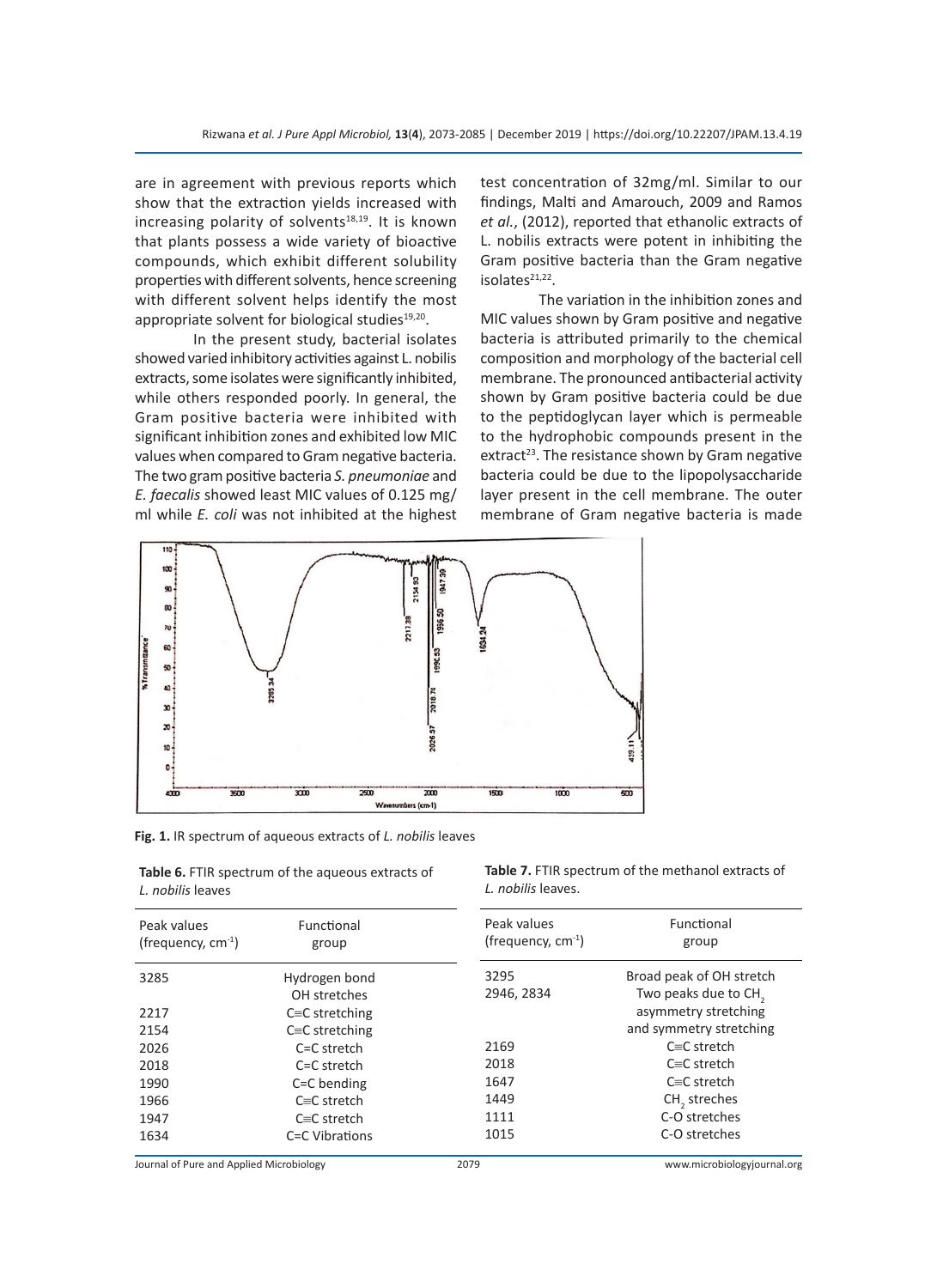are in agreement with previous reports which show that the extraction yields increased with increasing polarity of solvents[18,19]. It is known that plants possess a wide variety of bioactive compounds, which exhibit different solubility properties with different solvents, hence screening with different solvent helps identify the most appropriate solvent for biological studies[19,20].

In the present study, bacterial isolates showed varied inhibitory activities against L. nobilis extracts, some isolates were significantly inhibited, while others responded poorly. In general, the Gram positive bacteria were inhibited with significant inhibition zones and exhibited low MIC values when compared to Gram negative bacteria. The two gram positive bacteria *S. pneumoniae* and *E. faecalis* showed least MIC values of 0.125 mg/ml while *E. coli* was not inhibited at the highest test concentration of 32mg/ml. Similar to our findings, Malti and Amarouch, 2009 and Ramos *et al.*, (2012), reported that ethanolic extracts of L. nobilis extracts were potent in inhibiting the Gram positive bacteria than the Gram negative isolates[21,22].

The variation in the inhibition zones and MIC values shown by Gram positive and negative bacteria is attributed primarily to the chemical composition and morphology of the bacterial cell membrane. The pronounced antibacterial activity shown by Gram positive bacteria could be due to the peptidoglycan layer which is permeable to the hydrophobic compounds present in the extract[23]. The resistance shown by Gram negative bacteria could be due to the lipopolysaccharide layer present in the cell membrane. The outer membrane of Gram negative bacteria is made

%Transmittance
110
100
90
80
70
60
50
40
30
20
10
0
3285.34
2217.38
2154.93
2026.57
2018.74
1990.53
1966.50
1947.39
1634.24
439.11
4000
3500
3000
2500
2000
1500
1000
500
Wavenumbers (cm-1)

**Fig. 1.** IR spectrum of aqueous extracts of *L. nobilis* leaves

**Table 6.** FTIR spectrum of the aqueous extracts of *L. nobilis* leaves

| Peak values (frequency, cm$^{-1}$) | Functional group |
|---|---|
| 3285 | Hydrogen bond OH stretches |
| 2217 | C≡C stretching |
| 2154 | C≡C stretching |
| 2026 | C=C stretch |
| 2018 | C=C stretch |
| 1990 | C=C bending |
| 1966 | C≡C stretch |
| 1947 | C≡C stretch |
| 1634 | C=C Vibrations |

**Table 7.** FTIR spectrum of the methanol extracts of *L. nobilis* leaves.

| Peak values (frequency, cm$^{-1}$) | Functional group |
|---|---|
| 3295 | Broad peak of OH stretch |
| 2946, 2834 | Two peaks due to $CH_2$ asymmetry stretching and symmetry stretching |
| 2169 | C≡C stretch |
| 2018 | C≡C stretch |
| 1647 | C≡C stretch |
| 1449 | $CH_2$ streches |
| 1111 | C-O stretches |
| 1015 | C-O stretches |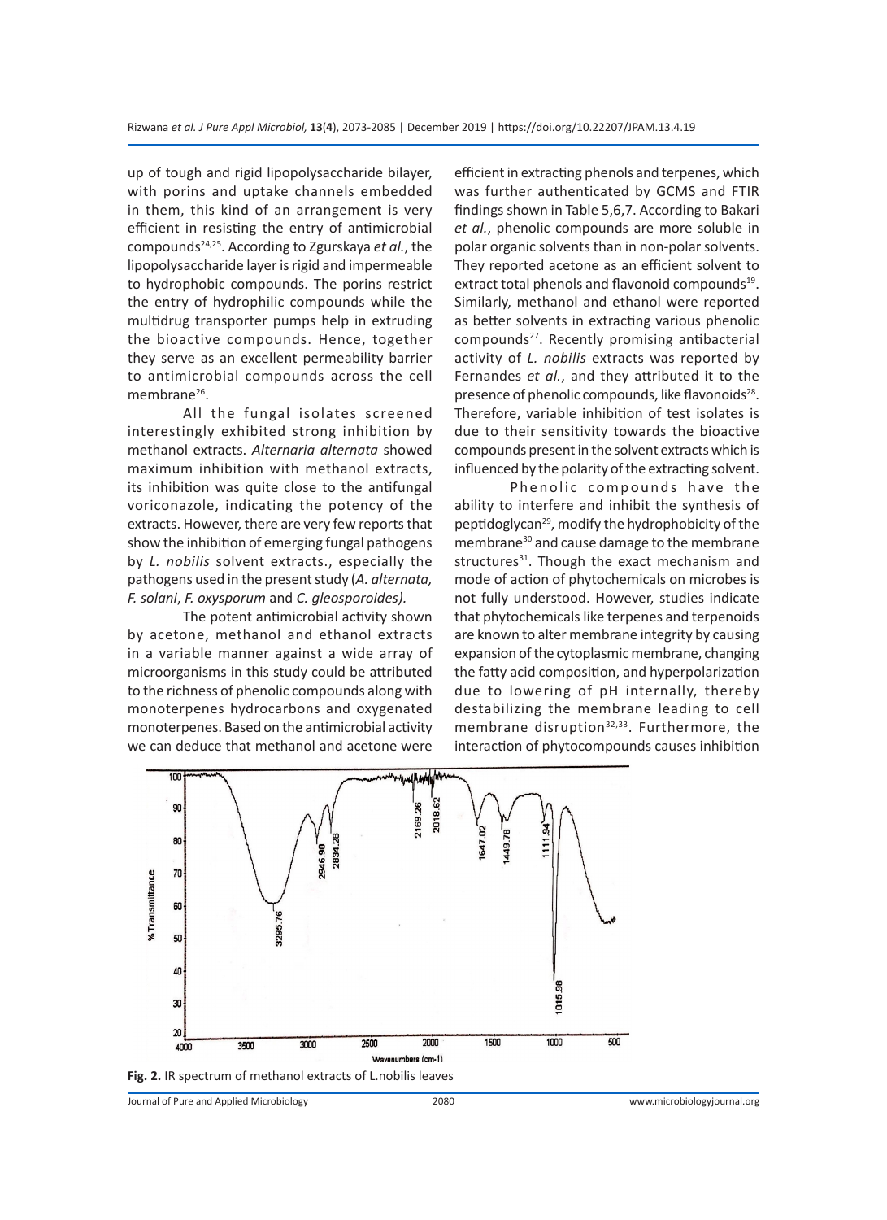up of tough and rigid lipopolysaccharide bilayer, with porins and uptake channels embedded in them, this kind of an arrangement is very efficient in resisting the entry of antimicrobial compounds[24,25]. According to Zgurskaya *et al.*, the lipopolysaccharide layer is rigid and impermeable to hydrophobic compounds. The porins restrict the entry of hydrophilic compounds while the multidrug transporter pumps help in extruding the bioactive compounds. Hence, together they serve as an excellent permeability barrier to antimicrobial compounds across the cell membrane[26].

All the fungal isolates screened interestingly exhibited strong inhibition by methanol extracts. *Alternaria alternata* showed maximum inhibition with methanol extracts, its inhibition was quite close to the antifungal voriconazole, indicating the potency of the extracts. However, there are very few reports that show the inhibition of emerging fungal pathogens by *L. nobilis* solvent extracts., especially the pathogens used in the present study (*A. alternata, F. solani*, *F. oxysporum* and *C. gleosporoides).*

The potent antimicrobial activity shown by acetone, methanol and ethanol extracts in a variable manner against a wide array of microorganisms in this study could be attributed to the richness of phenolic compounds along with monoterpenes hydrocarbons and oxygenated monoterpenes. Based on the antimicrobial activity we can deduce that methanol and acetone were efficient in extracting phenols and terpenes, which was further authenticated by GCMS and FTIR findings shown in Table 5,6,7. According to Bakari *et al.*, phenolic compounds are more soluble in polar organic solvents than in non-polar solvents. They reported acetone as an efficient solvent to extract total phenols and flavonoid compounds[19]. Similarly, methanol and ethanol were reported as better solvents in extracting various phenolic compounds[27]. Recently promising antibacterial activity of *L. nobilis* extracts was reported by Fernandes *et al.*, and they attributed it to the presence of phenolic compounds, like flavonoids[28]. Therefore, variable inhibition of test isolates is due to their sensitivity towards the bioactive compounds present in the solvent extracts which is influenced by the polarity of the extracting solvent.

Phenolic compounds have the ability to interfere and inhibit the synthesis of peptidoglycan[29], modify the hydrophobicity of the membrane[30] and cause damage to the membrane structures[31]. Though the exact mechanism and mode of action of phytochemicals on microbes is not fully understood. However, studies indicate that phytochemicals like terpenes and terpenoids are known to alter membrane integrity by causing expansion of the cytoplasmic membrane, changing the fatty acid composition, and hyperpolarization due to lowering of pH internally, thereby destabilizing the membrane leading to cell membrane disruption[32,33]. Furthermore, the interaction of phytocompounds causes inhibition

**Fig. 2.** IR spectrum of methanol extracts of L.nobilis leaves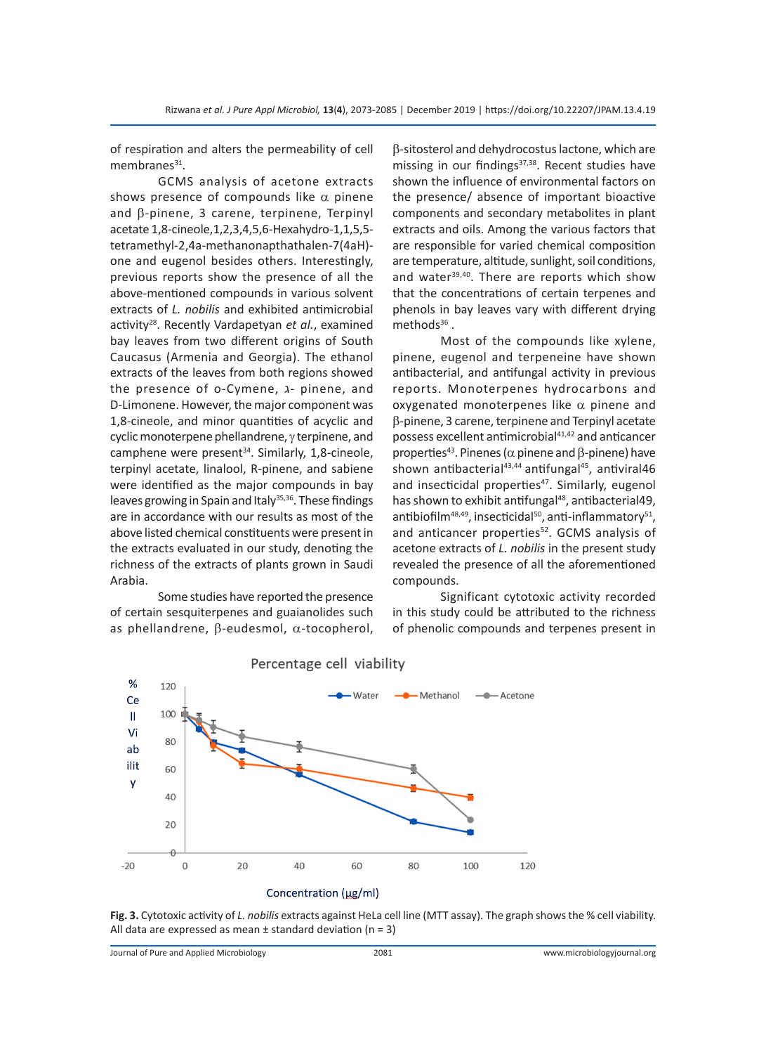of respiration and alters the permeability of cell membranes[31].

GCMS analysis of acetone extracts shows presence of compounds like α pinene and β-pinene, 3 carene, terpinene, Terpinyl acetate 1,8-cineole,1,2,3,4,5,6-Hexahydro-1,1,5,5-tetramethyl-2,4a-methanonapthathalen-7(4aH)-one and eugenol besides others. Interestingly, previous reports show the presence of all the above-mentioned compounds in various solvent extracts of *L. nobilis* and exhibited antimicrobial activity[28]. Recently Vardapetyan *et al.*, examined bay leaves from two different origins of South Caucasus (Armenia and Georgia). The ethanol extracts of the leaves from both regions showed the presence of o-Cymene, λ- pinene, and D-Limonene. However, the major component was 1,8-cineole, and minor quantities of acyclic and cyclic monoterpene phellandrene, γ terpinene, and camphene were present[34]. Similarly, 1,8-cineole, terpinyl acetate, linalool, R-pinene, and sabiene were identified as the major compounds in bay leaves growing in Spain and Italy[35,36]. These findings are in accordance with our results as most of the above listed chemical constituents were present in the extracts evaluated in our study, denoting the richness of the extracts of plants grown in Saudi Arabia.

Some studies have reported the presence of certain sesquiterpenes and guaianolides such as phellandrene, β-eudesmol, α-tocopherol, β-sitosterol and dehydrocostus lactone, which are missing in our findings[37,38]. Recent studies have shown the influence of environmental factors on the presence/ absence of important bioactive components and secondary metabolites in plant extracts and oils. Among the various factors that are responsible for varied chemical composition are temperature, altitude, sunlight, soil conditions, and water[39,40]. There are reports which show that the concentrations of certain terpenes and phenols in bay leaves vary with different drying methods[36] .

Most of the compounds like xylene, pinene, eugenol and terpeneine have shown antibacterial, and antifungal activity in previous reports. Monoterpenes hydrocarbons and oxygenated monoterpenes like α pinene and β-pinene, 3 carene, terpinene and Terpinyl acetate possess excellent antimicrobial[41,42] and anticancer properties[43]. Pinenes (α pinene and β-pinene) have shown antibacterial[43,44] antifungal[45], antiviral46 and insecticidal properties[47]. Similarly, eugenol has shown to exhibit antifungal[48], antibacterial49, antibiofilm[48,49], insecticidal[50], anti-inflammatory[51], and anticancer properties[52]. GCMS analysis of acetone extracts of *L. nobilis* in the present study revealed the presence of all the aforementioned compounds.

Significant cytotoxic activity recorded in this study could be attributed to the richness of phenolic compounds and terpenes present in

Percentage cell viability

% Cell Viability

Water
Methanol
Acetone

120
100
80
60
40
20
0

-20
0
20
40
60
80
100
120

Concentration (μg/ml)

**Fig. 3.** Cytotoxic activity of *L. nobilis* extracts against HeLa cell line (MTT assay). The graph shows the % cell viability. All data are expressed as mean ± standard deviation (n = 3)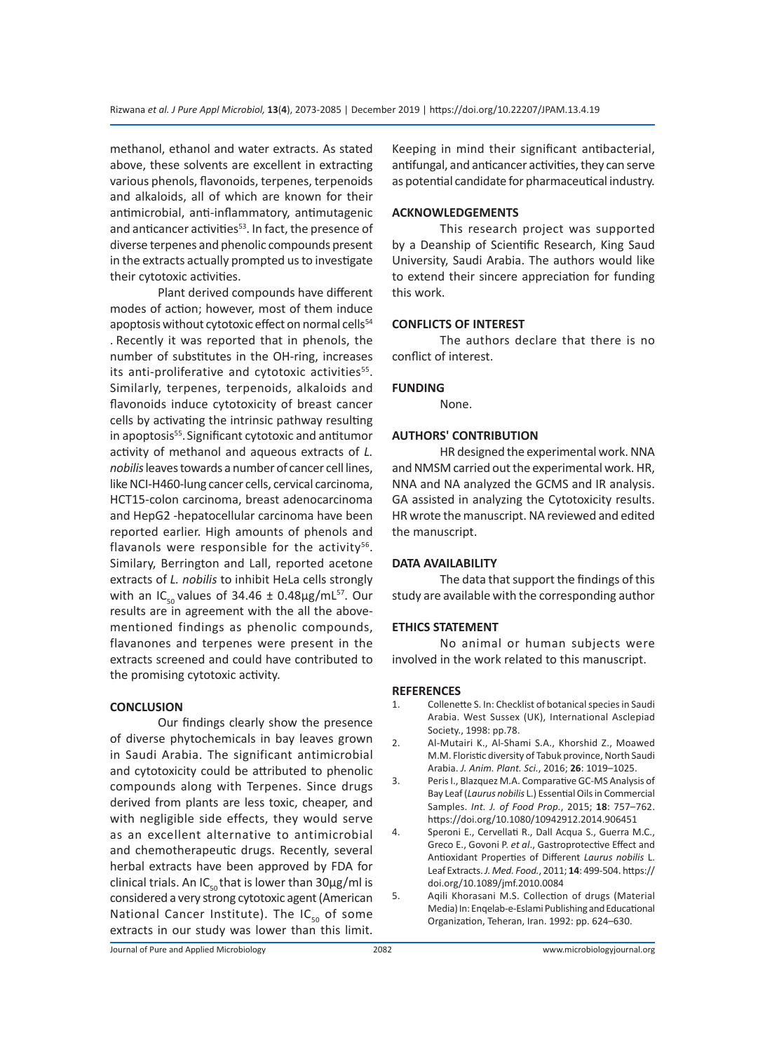methanol, ethanol and water extracts. As stated above, these solvents are excellent in extracting various phenols, flavonoids, terpenes, terpenoids and alkaloids, all of which are known for their antimicrobial, anti-inflammatory, antimutagenic and anticancer activities[53]. In fact, the presence of diverse terpenes and phenolic compounds present in the extracts actually prompted us to investigate their cytotoxic activities.

Plant derived compounds have different modes of action; however, most of them induce apoptosis without cytotoxic effect on normal cells[54]. Recently it was reported that in phenols, the number of substitutes in the OH-ring, increases its anti-proliferative and cytotoxic activities[55]. Similarly, terpenes, terpenoids, alkaloids and flavonoids induce cytotoxicity of breast cancer cells by activating the intrinsic pathway resulting in apoptosis[55]. Significant cytotoxic and antitumor activity of methanol and aqueous extracts of *L. nobilis* leaves towards a number of cancer cell lines, like NCI-H460-lung cancer cells, cervical carcinoma, HCT15-colon carcinoma, breast adenocarcinoma and HepG2 -hepatocellular carcinoma have been reported earlier. High amounts of phenols and flavanols were responsible for the activity[56]. Similary, Berrington and Lall, reported acetone extracts of *L. nobilis* to inhibit HeLa cells strongly with an $IC_{50}$ values of 34.46 ± 0.48µg/mL[57]. Our results are in agreement with the all the above-mentioned findings as phenolic compounds, flavanones and terpenes were present in the extracts screened and could have contributed to the promising cytotoxic activity.

## CONCLUSION

Our findings clearly show the presence of diverse phytochemicals in bay leaves grown in Saudi Arabia. The significant antimicrobial and cytotoxicity could be attributed to phenolic compounds along with Terpenes. Since drugs derived from plants are less toxic, cheaper, and with negligible side effects, they would serve as an excellent alternative to antimicrobial and chemotherapeutic drugs. Recently, several herbal extracts have been approved by FDA for clinical trials. An $IC_{50}$ that is lower than 30µg/ml is considered a very strong cytotoxic agent (American National Cancer Institute). The $IC_{50}$ of some extracts in our study was lower than this limit. Keeping in mind their significant antibacterial, antifungal, and anticancer activities, they can serve as potential candidate for pharmaceutical industry.

## ACKNOWLEDGEMENTS

This research project was supported by a Deanship of Scientific Research, King Saud University, Saudi Arabia. The authors would like to extend their sincere appreciation for funding this work.

## CONFLICTS OF INTEREST

The authors declare that there is no conflict of interest.

## FUNDING

None.

## AUTHORS' CONTRIBUTION

HR designed the experimental work. NNA and NMSM carried out the experimental work. HR, NNA and NA analyzed the GCMS and IR analysis. GA assisted in analyzing the Cytotoxicity results. HR wrote the manuscript. NA reviewed and edited the manuscript.

## DATA AVAILABILITY

The data that support the findings of this study are available with the corresponding author

## ETHICS STATEMENT

No animal or human subjects were involved in the work related to this manuscript.

## REFERENCES

1. Collenette S. In: Checklist of botanical species in Saudi Arabia. West Sussex (UK), International Asclepiad Society., 1998: pp.78.
2. Al-Mutairi K., Al-Shami S.A., Khorshid Z., Moawed M.M. Floristic diversity of Tabuk province, North Saudi Arabia. *J. Anim. Plant. Sci.*, 2016; **26**: 1019–1025.
3. Peris I., Blazquez M.A. Comparative GC-MS Analysis of Bay Leaf (*Laurus nobilis* L.) Essential Oils in Commercial Samples. *Int. J. of Food Prop.*, 2015; **18**: 757–762. https://doi.org/10.1080/10942912.2014.906451
4. Speroni E., Cervellati R., Dall Acqua S., Guerra M.C., Greco E., Govoni P. *et al*., Gastroprotective Effect and Antioxidant Properties of Different *Laurus nobilis* L. Leaf Extracts. *J. Med. Food.*, 2011; **14**: 499-504. https://doi.org/10.1089/jmf.2010.0084
5. Aqili Khorasani M.S. Collection of drugs (Material Media) In: Enqelab-e-Eslami Publishing and Educational Organization, Teheran, Iran. 1992: pp. 624–630.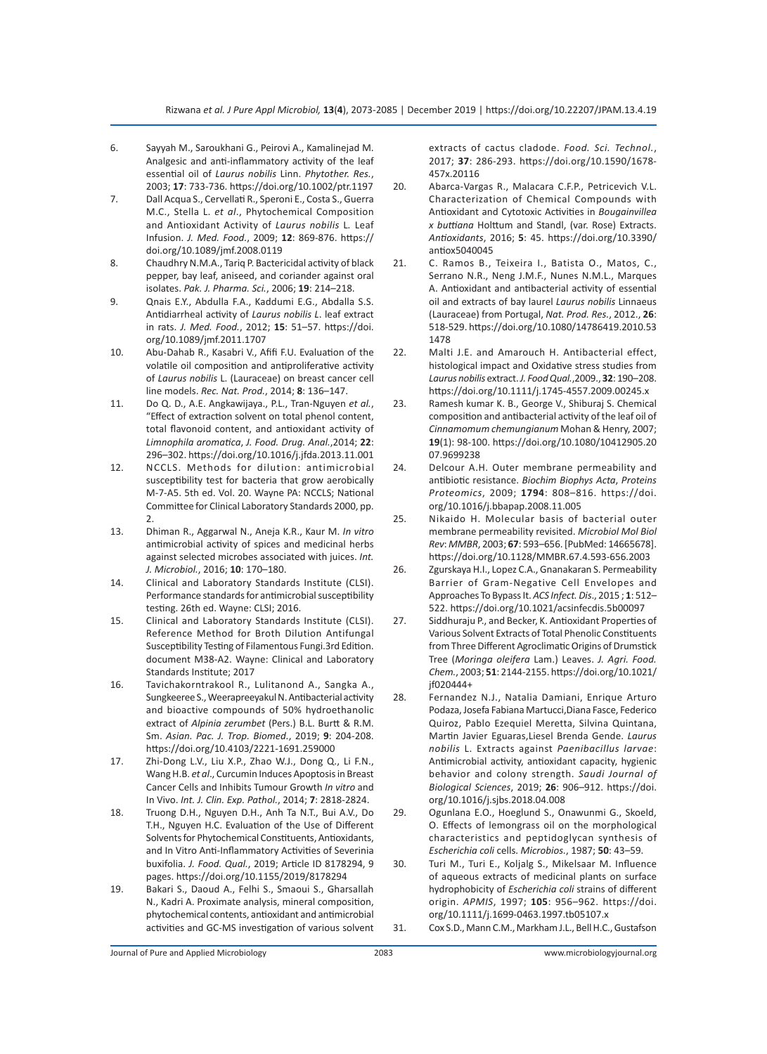6. Sayyah M., Saroukhani G., Peirovi A., Kamalinejad M. Analgesic and anti-inflammatory activity of the leaf essential oil of *Laurus nobilis* Linn. *Phytother. Res.*, 2003; **17**: 733-736. https://doi.org/10.1002/ptr.1197
7. Dall Acqua S., Cervellati R., Speroni E., Costa S., Guerra M.C., Stella L. *et al*., Phytochemical Composition and Antioxidant Activity of *Laurus nobilis* L. Leaf Infusion. *J. Med. Food.*, 2009; **12**: 869-876. https://doi.org/10.1089/jmf.2008.0119
8. Chaudhry N.M.A., Tariq P. Bactericidal activity of black pepper, bay leaf, aniseed, and coriander against oral isolates. *Pak. J. Pharma. Sci.*, 2006; **19**: 214–218.
9. Qnais E.Y., Abdulla F.A., Kaddumi E.G., Abdalla S.S. Antidiarrheal activity of *Laurus nobilis L*. leaf extract in rats. *J. Med. Food.*, 2012; **15**: 51–57. https://doi.org/10.1089/jmf.2011.1707
10. Abu-Dahab R., Kasabri V., Afifi F.U. Evaluation of the volatile oil composition and antiproliferative activity of *Laurus nobilis* L. (Lauraceae) on breast cancer cell line models. *Rec. Nat. Prod.*, 2014; **8**: 136–147.
11. Do Q. D., A.E. Angkawijaya., P.L., Tran-Nguyen *et al.*, "Effect of extraction solvent on total phenol content, total flavonoid content, and antioxidant activity of *Limnophila aromatica*, *J. Food. Drug. Anal.*,2014; **22**: 296–302. https://doi.org/10.1016/j.jfda.2013.11.001
12. NCCLS. Methods for dilution: antimicrobial susceptibility test for bacteria that grow aerobically M-7-A5. 5th ed. Vol. 20. Wayne PA: NCCLS; National Committee for Clinical Laboratory Standards 2000, pp. 2.
13. Dhiman R., Aggarwal N., Aneja K.R., Kaur M. *In vitro* antimicrobial activity of spices and medicinal herbs against selected microbes associated with juices. *Int. J. Microbiol.*, 2016; **10**: 170–180.
14. Clinical and Laboratory Standards Institute (CLSI). Performance standards for antimicrobial susceptibility testing. 26th ed. Wayne: CLSI; 2016.
15. Clinical and Laboratory Standards Institute (CLSI). Reference Method for Broth Dilution Antifungal Susceptibility Testing of Filamentous Fungi.3rd Edition. document M38-A2. Wayne: Clinical and Laboratory Standards Institute; 2017
16. Tavichakorntrakool R., Lulitanond A., Sangka A., Sungkeeree S., Weerapreeyakul N. Antibacterial activity and bioactive compounds of 50% hydroethanolic extract of *Alpinia zerumbet* (Pers.) B.L. Burtt & R.M. Sm. *Asian. Pac. J. Trop. Biomed.*, 2019; **9**: 204-208. https://doi.org/10.4103/2221-1691.259000
17. Zhi-Dong L.V., Liu X.P., Zhao W.J., Dong Q., Li F.N., Wang H.B. *et al*., Curcumin Induces Apoptosis in Breast Cancer Cells and Inhibits Tumour Growth *In vitro* and In Vivo. *Int. J. Clin. Exp. Pathol.*, 2014; **7**: 2818-2824.
18. Truong D.H., Nguyen D.H., Anh Ta N.T., Bui A.V., Do T.H., Nguyen H.C. Evaluation of the Use of Different Solvents for Phytochemical Constituents, Antioxidants, and In Vitro Anti-Inflammatory Activities of Severinia buxifolia. *J. Food. Qual.*, 2019; Article ID 8178294, 9 pages. https://doi.org/10.1155/2019/8178294
19. Bakari S., Daoud A., Felhi S., Smaoui S., Gharsallah N., Kadri A. Proximate analysis, mineral composition, phytochemical contents, antioxidant and antimicrobial activities and GC-MS investigation of various solvent extracts of cactus cladode. *Food. Sci. Technol.*, 2017; **37**: 286-293. https://doi.org/10.1590/1678-457x.20116
20. Abarca-Vargas R., Malacara C.F.P., Petricevich V.L. Characterization of Chemical Compounds with Antioxidant and Cytotoxic Activities in *Bougainvillea x buttiana* Holttum and Standl, (var. Rose) Extracts. *Antioxidants*, 2016; **5**: 45. https://doi.org/10.3390/antiox5040045
21. C. Ramos B., Teixeira I., Batista O., Matos, C., Serrano N.R., Neng J.M.F., Nunes N.M.L., Marques A. Antioxidant and antibacterial activity of essential oil and extracts of bay laurel *Laurus nobilis* Linnaeus (Lauraceae) from Portugal, *Nat. Prod. Res.*, 2012., **26**: 518-529. https://doi.org/10.1080/14786419.2010.531478
22. Malti J.E. and Amarouch H. Antibacterial effect, histological impact and Oxidative stress studies from *Laurus nobilis* extract. *J. Food Qual.*,2009., **32**: 190–208. https://doi.org/10.1111/j.1745-4557.2009.00245.x
23. Ramesh kumar K. B., George V., Shiburaj S. Chemical composition and antibacterial activity of the leaf oil of *Cinnamomum chemungianum* Mohan & Henry, 2007; **19**(1): 98-100. https://doi.org/10.1080/10412905.2007.9699238
24. Delcour A.H. Outer membrane permeability and antibiotic resistance. *Biochim Biophys Acta*, *Proteins Proteomics*, 2009; **1794**: 808–816. https://doi.org/10.1016/j.bbapap.2008.11.005
25. Nikaido H. Molecular basis of bacterial outer membrane permeability revisited. *Microbiol Mol Biol Rev*: *MMBR*, 2003; **67**: 593–656. [PubMed: 14665678]. https://doi.org/10.1128/MMBR.67.4.593-656.2003
26. Zgurskaya H.I., Lopez C.A., Gnanakaran S. Permeability Barrier of Gram-Negative Cell Envelopes and Approaches To Bypass It. *ACS Infect. Dis*., 2015 ; **1**: 512–522. https://doi.org/10.1021/acsinfecdis.5b00097
27. Siddhuraju P., and Becker, K. Antioxidant Properties of Various Solvent Extracts of Total Phenolic Constituents from Three Different Agroclimatic Origins of Drumstick Tree (*Moringa oleifera* Lam.) Leaves. *J. Agri. Food. Chem.*, 2003; **51**: 2144-2155. https://doi.org/10.1021/jf020444+
28. Fernandez N.J., Natalia Damiani, Enrique Arturo Podaza, Josefa Fabiana Martucci,Diana Fasce, Federico Quiroz, Pablo Ezequiel Meretta, Silvina Quintana, Martin Javier Eguaras,Liesel Brenda Gende. *Laurus nobilis* L. Extracts against *Paenibacillus larvae*: Antimicrobial activity, antioxidant capacity, hygienic behavior and colony strength. *Saudi Journal of Biological Sciences*, 2019; **26**: 906–912. https://doi.org/10.1016/j.sjbs.2018.04.008
29. Ogunlana E.O., Hoeglund S., Onawunmi G., Skoeld, O. Effects of lemongrass oil on the morphological characteristics and peptidoglycan synthesis of *Escherichia coli* cells. *Microbios.*, 1987; **50**: 43–59.
30. Turi M., Turi E., Koljalg S., Mikelsaar M. Influence of aqueous extracts of medicinal plants on surface hydrophobicity of *Escherichia coli* strains of different origin. *APMIS*, 1997; **105**: 956–962. https://doi.org/10.1111/j.1699-0463.1997.tb05107.x
31. Cox S.D., Mann C.M., Markham J.L., Bell H.C., Gustafson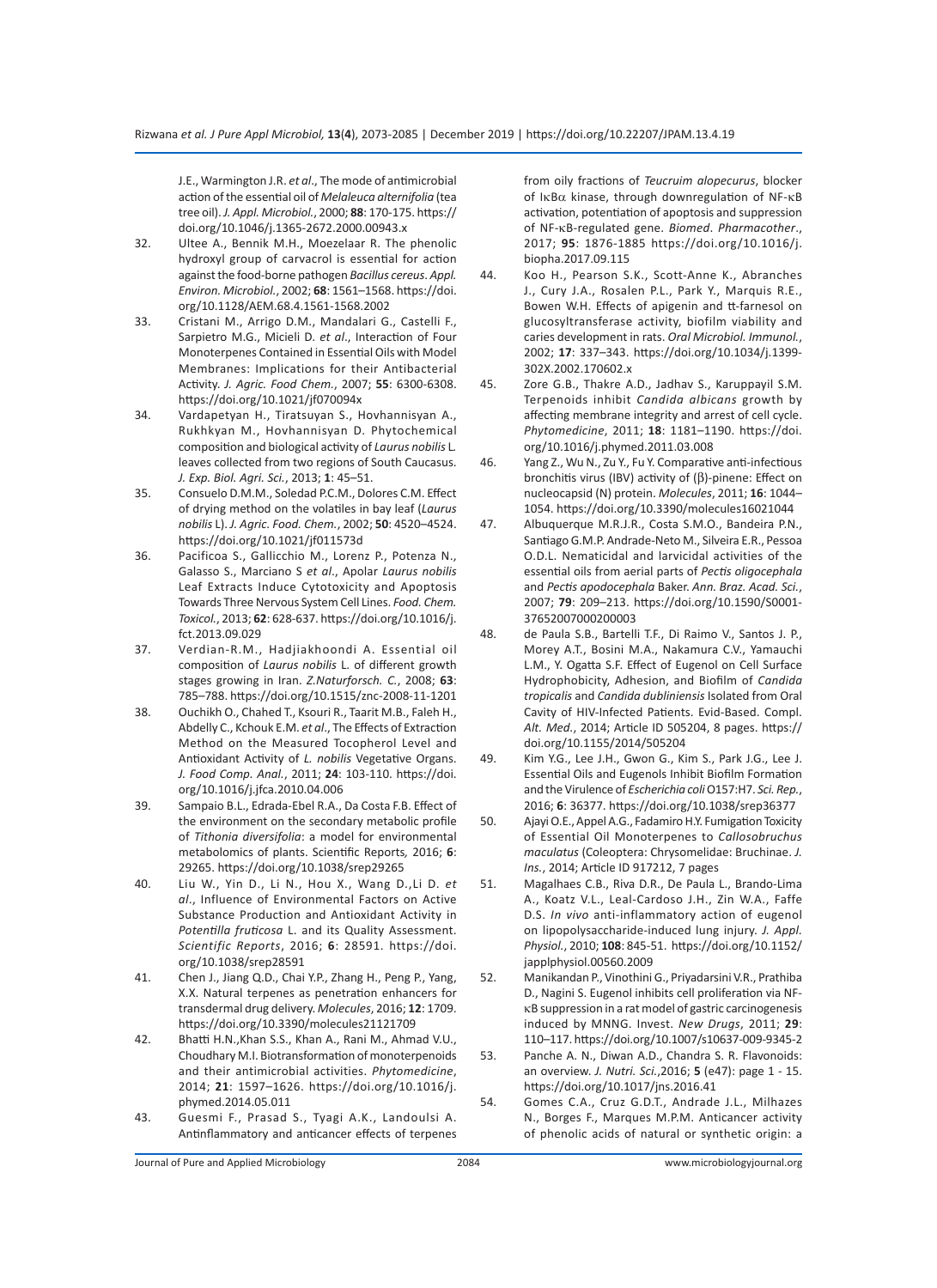J.E., Warmington J.R. *et al*., The mode of antimicrobial action of the essential oil of *Melaleuca alternifolia* (tea tree oil). *J. Appl. Microbiol.*, 2000; **88**: 170-175. https://doi.org/10.1046/j.1365-2672.2000.00943.x

32. Ultee A., Bennik M.H., Moezelaar R. The phenolic hydroxyl group of carvacrol is essential for action against the food-borne pathogen *Bacillus cereus*. *Appl. Environ. Microbiol.*, 2002; **68**: 1561–1568. https://doi.org/10.1128/AEM.68.4.1561-1568.2002
33. Cristani M., Arrigo D.M., Mandalari G., Castelli F., Sarpietro M.G., Micieli D. *et al*., Interaction of Four Monoterpenes Contained in Essential Oils with Model Membranes: Implications for their Antibacterial Activity. *J. Agric. Food Chem.*, 2007; **55**: 6300-6308. https://doi.org/10.1021/jf070094x
34. Vardapetyan H., Tiratsuyan S., Hovhannisyan A., Rukhkyan M., Hovhannisyan D. Phytochemical composition and biological activity of *Laurus nobilis* L. leaves collected from two regions of South Caucasus. *J. Exp. Biol. Agri. Sci.*, 2013; **1**: 45–51.
35. Consuelo D.M.M., Soledad P.C.M., Dolores C.M. Effect of drying method on the volatiles in bay leaf (*Laurus nobilis* L). *J. Agric. Food. Chem.*, 2002; **50**: 4520–4524. https://doi.org/10.1021/jf011573d
36. Pacificoa S., Gallicchio M., Lorenz P., Potenza N., Galasso S., Marciano S *et al*., Apolar *Laurus nobilis* Leaf Extracts Induce Cytotoxicity and Apoptosis Towards Three Nervous System Cell Lines. *Food. Chem. Toxicol.*, 2013; **62**: 628-637. https://doi.org/10.1016/j.fct.2013.09.029
37. Verdian-R.M., Hadjiakhoondi A. Essential oil composition of *Laurus nobilis* L. of different growth stages growing in Iran. *Z.Naturforsch. C.*, 2008; **63**: 785–788. https://doi.org/10.1515/znc-2008-11-1201
38. Ouchikh O., Chahed T., Ksouri R., Taarit M.B., Faleh H., Abdelly C., Kchouk E.M. *et al*., The Effects of Extraction Method on the Measured Tocopherol Level and Antioxidant Activity of *L. nobilis* Vegetative Organs. *J. Food Comp. Anal.*, 2011; **24**: 103-110. https://doi.org/10.1016/j.jfca.2010.04.006
39. Sampaio B.L., Edrada-Ebel R.A., Da Costa F.B. Effect of the environment on the secondary metabolic profile of *Tithonia diversifolia*: a model for environmental metabolomics of plants. Scientific Reports*,* 2016; **6**: 29265. https://doi.org/10.1038/srep29265
40. Liu W., Yin D., Li N., Hou X., Wang D.,Li D. *et al*., Influence of Environmental Factors on Active Substance Production and Antioxidant Activity in *Potentilla fruticosa* L. and its Quality Assessment. *Scientific Reports*, 2016; **6**: 28591. https://doi.org/10.1038/srep28591
41. Chen J., Jiang Q.D., Chai Y.P., Zhang H., Peng P., Yang, X.X. Natural terpenes as penetration enhancers for transdermal drug delivery. *Molecules*, 2016; **12**: 1709. https://doi.org/10.3390/molecules21121709
42. Bhatti H.N.,Khan S.S., Khan A., Rani M., Ahmad V.U., Choudhary M.I. Biotransformation of monoterpenoids and their antimicrobial activities. *Phytomedicine*, 2014; **21**: 1597–1626. https://doi.org/10.1016/j.phymed.2014.05.011
43. Guesmi F., Prasad S., Tyagi A.K., Landoulsi A. Antinflammatory and anticancer effects of terpenes from oily fractions of *Teucruim alopecurus*, blocker of IκBα kinase, through downregulation of NF-κB activation, potentiation of apoptosis and suppression of NF-κB-regulated gene. *Biomed. Pharmacother.*, 2017; **95**: 1876-1885 https://doi.org/10.1016/j.biopha.2017.09.115
44. Koo H., Pearson S.K., Scott-Anne K., Abranches J., Cury J.A., Rosalen P.L., Park Y., Marquis R.E., Bowen W.H. Effects of apigenin and tt-farnesol on glucosyltransferase activity, biofilm viability and caries development in rats. *Oral Microbiol. Immunol.*, 2002; **17**: 337–343. https://doi.org/10.1034/j.1399-302X.2002.170602.x
45. Zore G.B., Thakre A.D., Jadhav S., Karuppayil S.M. Terpenoids inhibit *Candida albicans* growth by affecting membrane integrity and arrest of cell cycle. *Phytomedicine*, 2011; **18**: 1181–1190. https://doi.org/10.1016/j.phymed.2011.03.008
46. Yang Z., Wu N., Zu Y., Fu Y. Comparative anti-infectious bronchitis virus (IBV) activity of (β)-pinene: Effect on nucleocapsid (N) protein. *Molecules*, 2011; **16**: 1044–1054. https://doi.org/10.3390/molecules16021044
47. Albuquerque M.R.J.R., Costa S.M.O., Bandeira P.N., Santiago G.M.P. Andrade-Neto M., Silveira E.R., Pessoa O.D.L. Nematicidal and larvicidal activities of the essential oils from aerial parts of *Pectis oligocephala* and *Pectis apodocephala* Baker. *Ann. Braz. Acad. Sci.*, 2007; **79**: 209–213. https://doi.org/10.1590/S0001-37652007000200003
48. de Paula S.B., Bartelli T.F., Di Raimo V., Santos J. P., Morey A.T., Bosini M.A., Nakamura C.V., Yamauchi L.M., Y. Ogatta S.F. Effect of Eugenol on Cell Surface Hydrophobicity, Adhesion, and Biofilm of *Candida tropicalis* and *Candida dubliniensis* Isolated from Oral Cavity of HIV-Infected Patients. Evid-Based. Compl. *Alt. Med.*, 2014; Article ID 505204, 8 pages. https://doi.org/10.1155/2014/505204
49. Kim Y.G., Lee J.H., Gwon G., Kim S., Park J.G., Lee J. Essential Oils and Eugenols Inhibit Biofilm Formation and the Virulence of *Escherichia coli* O157:H7. *Sci. Rep.*, 2016; **6**: 36377. https://doi.org/10.1038/srep36377
50. Ajayi O.E., Appel A.G., Fadamiro H.Y. Fumigation Toxicity of Essential Oil Monoterpenes to *Callosobruchus maculatus* (Coleoptera: Chrysomelidae: Bruchinae. *J. Ins.*, 2014; Article ID 917212, 7 pages
51. Magalhaes C.B., Riva D.R., De Paula L., Brando-Lima A., Koatz V.L., Leal-Cardoso J.H., Zin W.A., Faffe D.S. *In vivo* anti-inflammatory action of eugenol on lipopolysaccharide-induced lung injury. *J. Appl. Physiol.*, 2010; **108**: 845-51. https://doi.org/10.1152/japplphysiol.00560.2009
52. Manikandan P., Vinothini G., Priyadarsini V.R., Prathiba D., Nagini S. Eugenol inhibits cell proliferation via NF-κB suppression in a rat model of gastric carcinogenesis induced by MNNG. Invest. *New Drugs*, 2011; **29**: 110–117. https://doi.org/10.1007/s10637-009-9345-2
53. Panche A. N., Diwan A.D., Chandra S. R. Flavonoids: an overview. *J. Nutri. Sci.*,2016; **5** (e47): page 1 - 15. https://doi.org/10.1017/jns.2016.41
54. Gomes C.A., Cruz G.D.T., Andrade J.L., Milhazes N., Borges F., Marques M.P.M. Anticancer activity of phenolic acids of natural or synthetic origin: a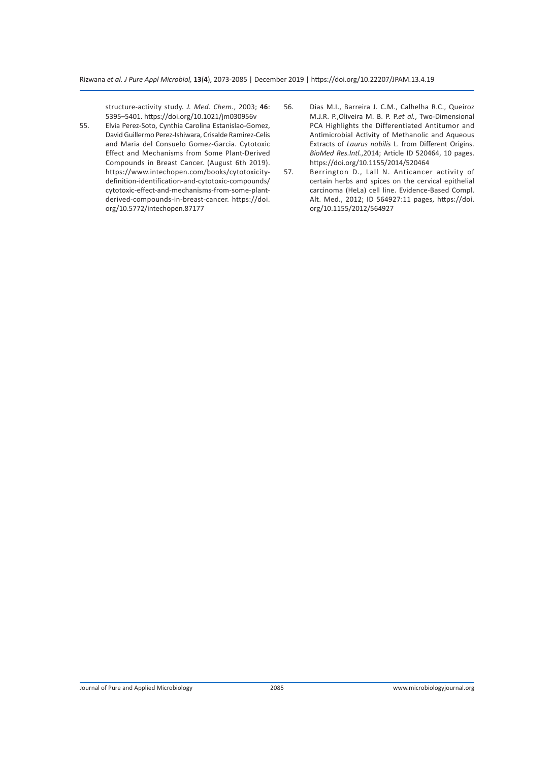structure-activity study. *J. Med. Chem.*, 2003; **46**: 5395–5401. https://doi.org/10.1021/jm030956v

55. Elvia Perez-Soto, Cynthia Carolina Estanislao-Gomez, David Guillermo Perez-Ishiwara, Crisalde Ramirez-Celis and Maria del Consuelo Gomez-Garcia. Cytotoxic Effect and Mechanisms from Some Plant-Derived Compounds in Breast Cancer. (August 6th 2019). https://www.intechopen.com/books/cytotoxicity-definition-identification-and-cytotoxic-compounds/cytotoxic-effect-and-mechanisms-from-some-plant-derived-compounds-in-breast-cancer. https://doi.org/10.5772/intechopen.87177

56. Dias M.I., Barreira J. C.M., Calhelha R.C., Queiroz M.J.R. P.,Oliveira M. B. P. P.*et al.*, Two-Dimensional PCA Highlights the Differentiated Antitumor and Antimicrobial Activity of Methanolic and Aqueous Extracts of *Laurus nobilis* L. from Different Origins. *BioMed Res.Intl.*,2014; Article ID 520464, 10 pages. https://doi.org/10.1155/2014/520464

57. Berrington D., Lall N. Anticancer activity of certain herbs and spices on the cervical epithelial carcinoma (HeLa) cell line. Evidence-Based Compl. Alt. Med., 2012; ID 564927:11 pages, https://doi.org/10.1155/2012/564927